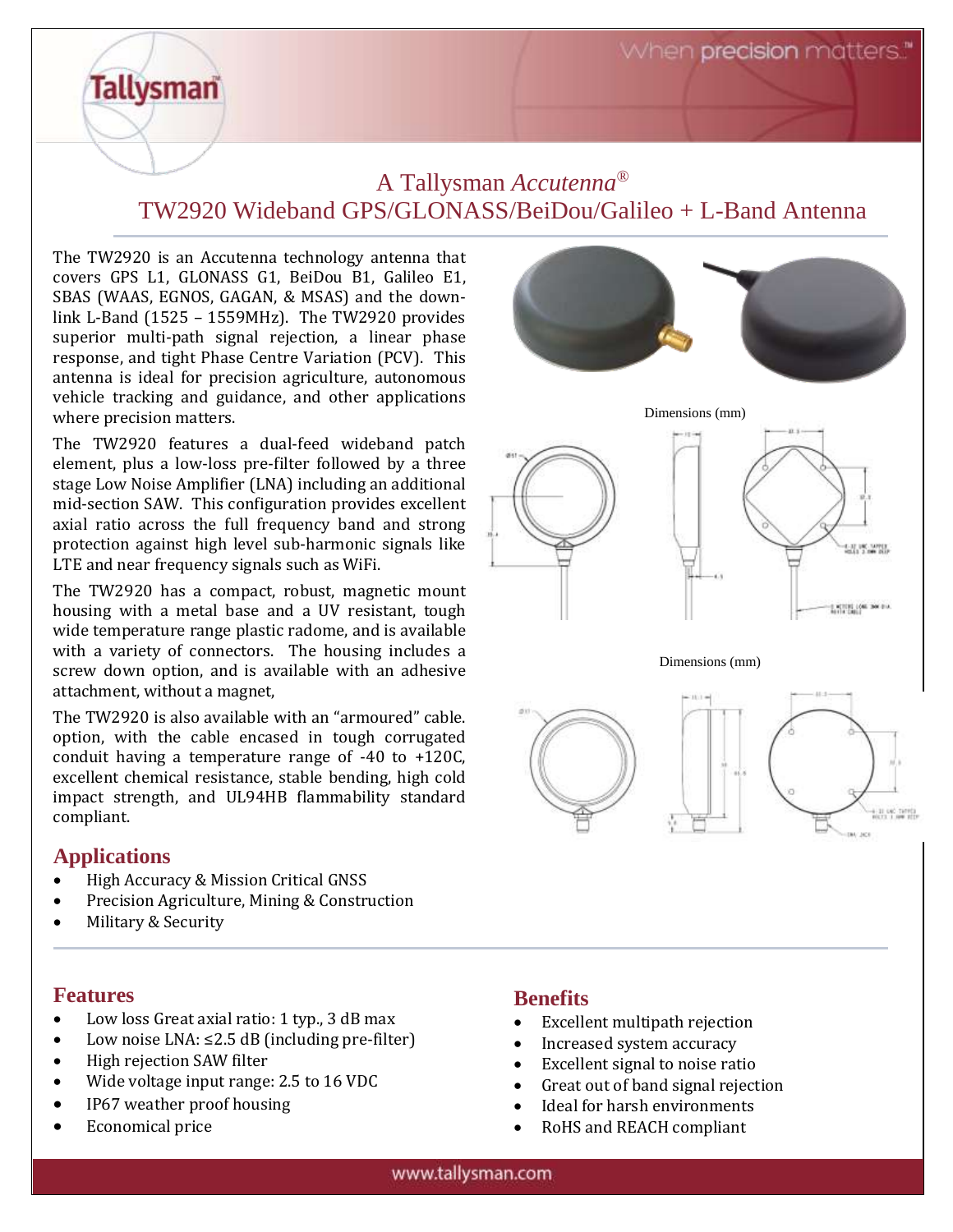# A Tallysman *Accutenna*®

## TW2920 Wideband GPS/GLONASS/BeiDou/Galileo + L-Band Antenna

The TW2920 is an Accutenna technology antenna that covers GPS L1, GLONASS G1, BeiDou B1, Galileo E1, SBAS (WAAS, EGNOS, GAGAN, & MSAS) and the down-link L-Band (1525 – 1559MHz). The TW2920 provides superior multi-path signal rejection, a linear phase response, and tight Phase Centre Variation (PCV). This antenna is ideal for precision agriculture, autonomous vehicle tracking and guidance, and other applications where precision matters.

The TW2920 features a dual-feed wideband patch element, plus a low-loss pre-filter followed by a three stage Low Noise Amplifier (LNA) including an additional mid-section SAW. This configuration provides excellent axial ratio across the full frequency band and strong protection against high level sub-harmonic signals like LTE and near frequency signals such as WiFi.

The TW2920 has a compact, robust, magnetic mount housing with a metal base and a UV resistant, tough wide temperature range plastic radome, and is available with a variety of connectors. The housing includes a screw down option, and is available with an adhesive attachment, without a magnet,

The TW2920 is also available with an "armoured" cable. option, with the cable encased in tough corrugated conduit having a temperature range of -40 to +120C, excellent chemical resistance, stable bending, high cold impact strength, and UL94HB flammability standard compliant.

Dimensions (mm)

Dimensions (mm)

## Applications

- High Accuracy & Mission Critical GNSS
- Precision Agriculture, Mining & Construction
- Military & Security

## Features

- Low loss Great axial ratio: 1 typ., 3 dB max
- Low noise LNA: ≤2.5 dB (including pre-filter)
- High rejection SAW filter
- Wide voltage input range: 2.5 to 16 VDC
- IP67 weather proof housing
- Economical price

## Benefits

- Excellent multipath rejection
- Increased system accuracy
- Excellent signal to noise ratio
- Great out of band signal rejection
- Ideal for harsh environments
- RoHS and REACH compliant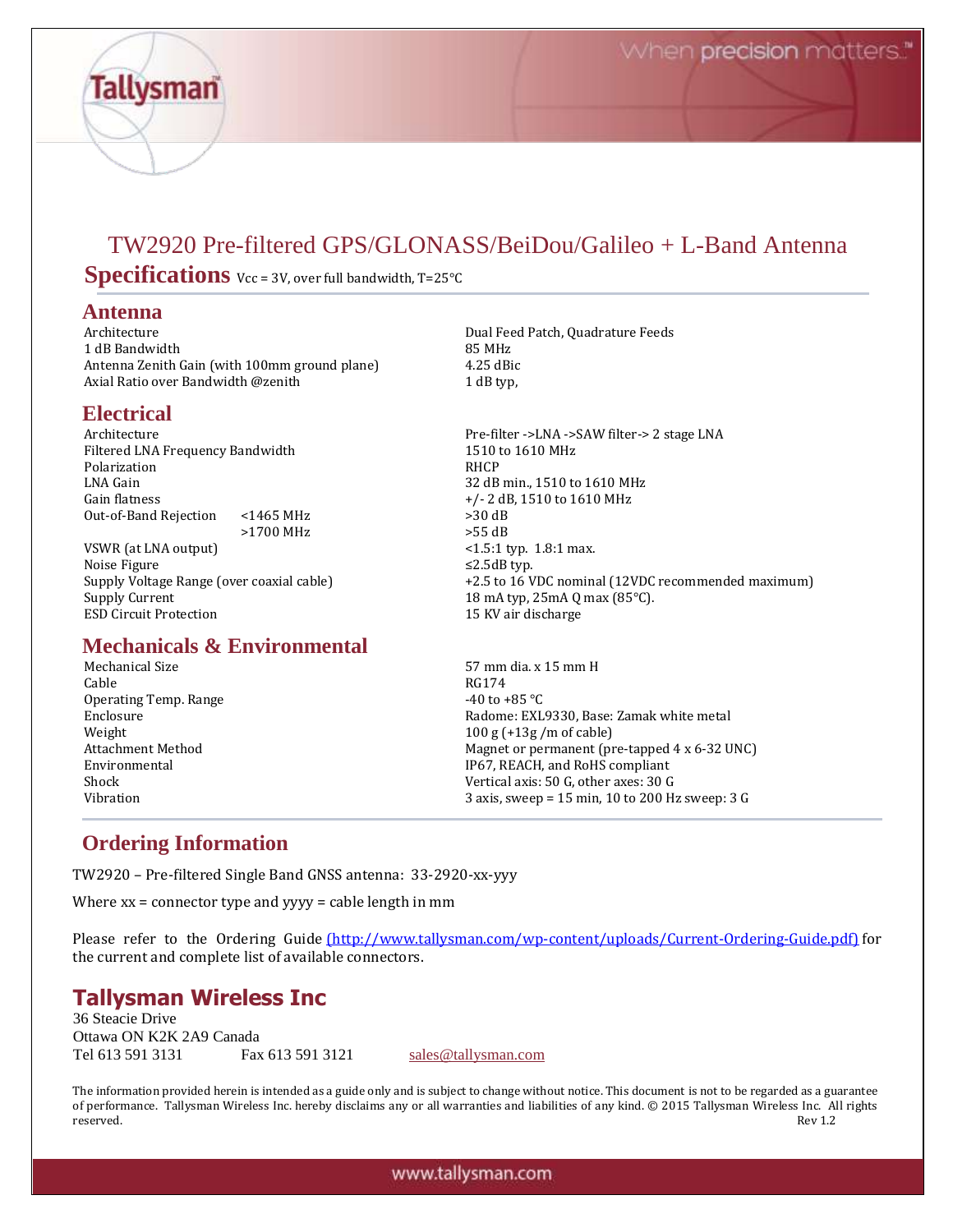# TW2920 Pre-filtered GPS/GLONASS/BeiDou/Galileo + L-Band Antenna

## Specifications Vcc = 3V, over full bandwidth, T=25°C

### Antenna

| | |
|---|---|
| Architecture | Dual Feed Patch, Quadrature Feeds |
| 1 dB Bandwidth | 85 MHz |
| Antenna Zenith Gain (with 100mm ground plane) | 4.25 dBic |
| Axial Ratio over Bandwidth @zenith | 1 dB typ, |

### Electrical

| | | |
|---|---|---|
| Architecture | | Pre-filter ->LNA ->SAW filter-> 2 stage LNA |
| Filtered LNA Frequency Bandwidth | | 1510 to 1610 MHz |
| Polarization | | RHCP |
| LNA Gain | | 32 dB min., 1510 to 1610 MHz |
| Gain flatness | | +/- 2 dB, 1510 to 1610 MHz |
| Out-of-Band Rejection | <1465 MHz | >30 dB |
| | >1700 MHz | >55 dB |
| VSWR (at LNA output) | | <1.5:1 typ. 1.8:1 max. |
| Noise Figure | | ≤2.5dB typ. |
| Supply Voltage Range (over coaxial cable) | | +2.5 to 16 VDC nominal (12VDC recommended maximum) |
| Supply Current | | 18 mA typ, 25mA Q max (85°C). |
| ESD Circuit Protection | | 15 KV air discharge |

### Mechanicals & Environmental

| | |
|---|---|
| Mechanical Size | 57 mm dia. x 15 mm H |
| Cable | RG174 |
| Operating Temp. Range | -40 to +85 °C |
| Enclosure | Radome: EXL9330, Base: Zamak white metal |
| Weight | 100 g (+13g /m of cable) |
| Attachment Method | Magnet or permanent (pre-tapped 4 x 6-32 UNC) |
| Environmental | IP67, REACH, and RoHS compliant |
| Shock | Vertical axis: 50 G, other axes: 30 G |
| Vibration | 3 axis, sweep = 15 min, 10 to 200 Hz sweep: 3 G |

## Ordering Information

TW2920 – Pre-filtered Single Band GNSS antenna: 33-2920-xx-yyy

Where xx = connector type and yyyy = cable length in mm

Please refer to the Ordering Guide (http://www.tallysman.com/wp-content/uploads/Current-Ordering-Guide.pdf) for the current and complete list of available connectors.

## Tallysman Wireless Inc

36 Steacie Drive
Ottawa ON K2K 2A9 Canada
Tel 613 591 3131 Fax 613 591 3121 sales@tallysman.com

The information provided herein is intended as a guide only and is subject to change without notice. This document is not to be regarded as a guarantee of performance. Tallysman Wireless Inc. hereby disclaims any or all warranties and liabilities of any kind. © 2015 Tallysman Wireless Inc. All rights reserved. Rev 1.2